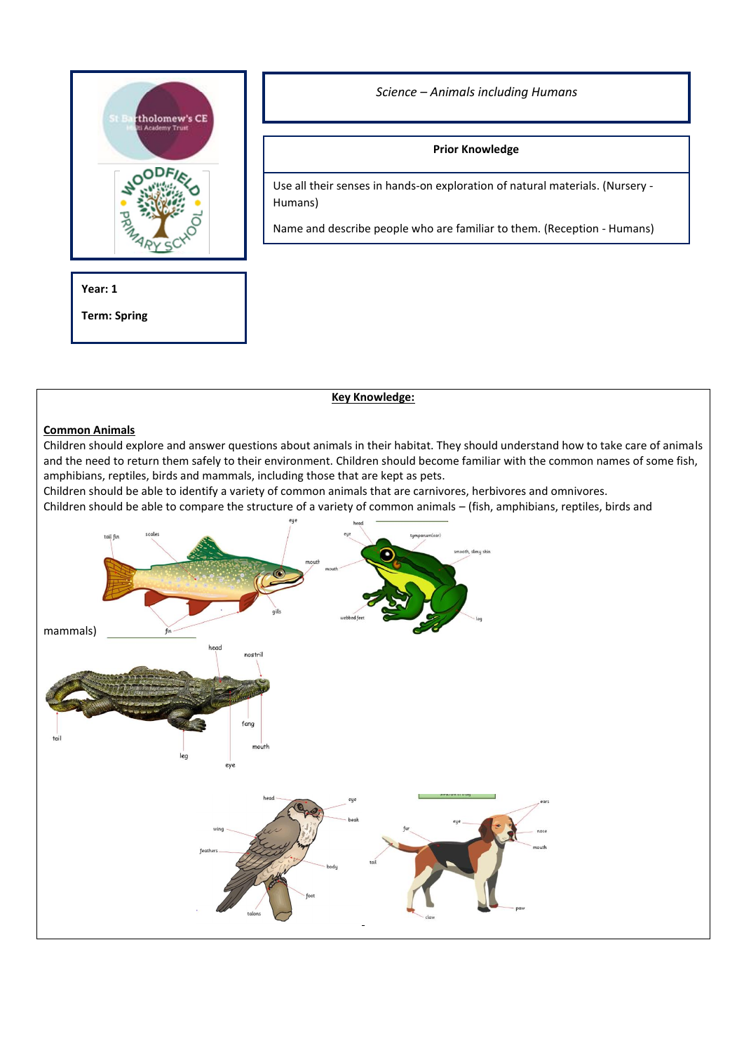*Science – Animals including Humans*

| Prior Knowledge |
| --- |
| Use all their senses in hands-on exploration of natural materials. (Nursery - Humans)<br><br>Name and describe people who are familiar to them. (Reception - Humans) |

**Year: 1**

**Term: Spring**

## Key Knowledge:

**Common Animals**

Children should explore and answer questions about animals in their habitat. They should understand how to take care of animals and the need to return them safely to their environment. Children should become familiar with the common names of some fish, amphibians, reptiles, birds and mammals, including those that are kept as pets.

Children should be able to identify a variety of common animals that are carnivores, herbivores and omnivores.

Children should be able to compare the structure of a variety of common animals – (fish, amphibians, reptiles, birds and mammals)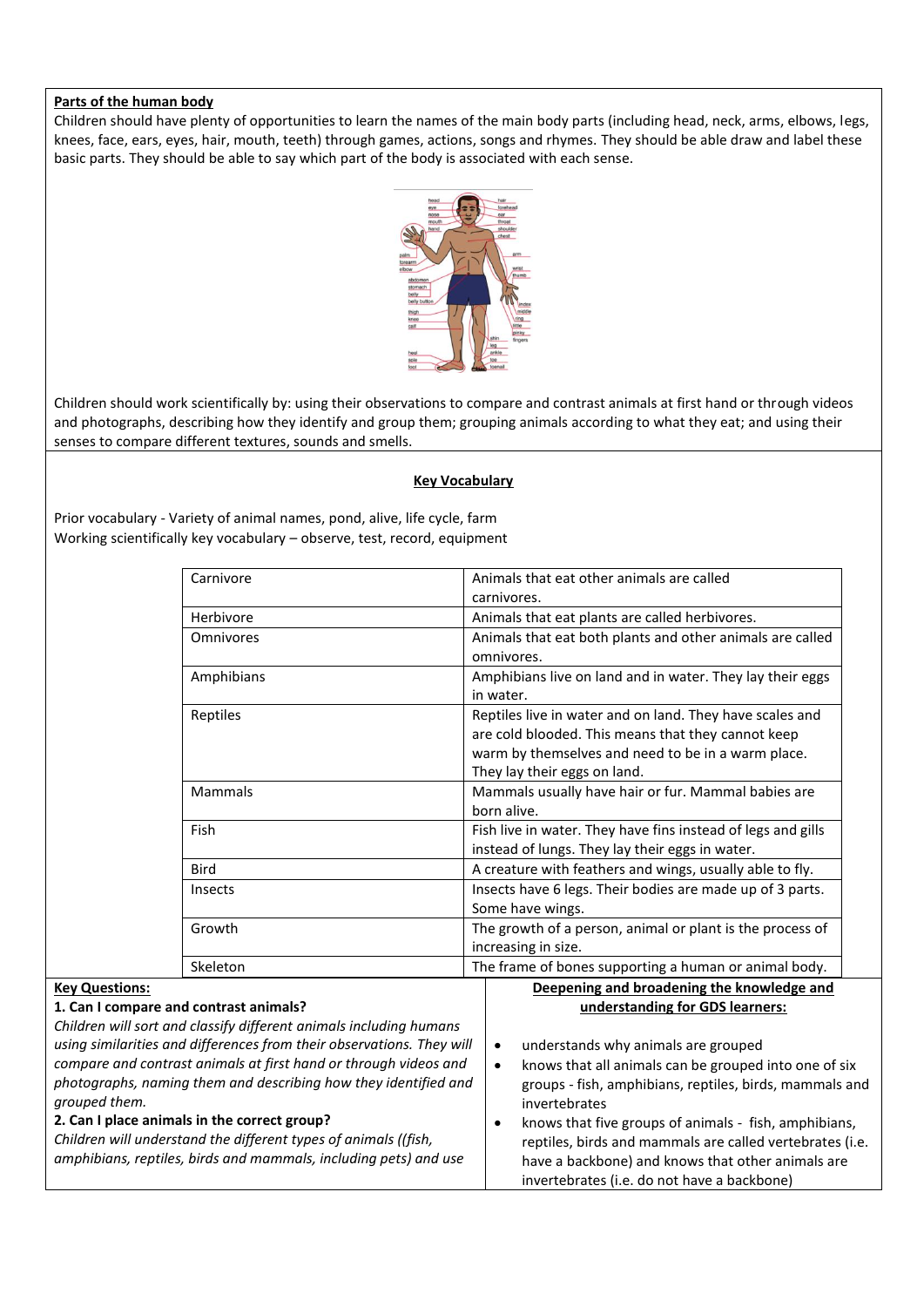**Parts of the human body**

Children should have plenty of opportunities to learn the names of the main body parts (including head, neck, arms, elbows, legs, knees, face, ears, eyes, hair, mouth, teeth) through games, actions, songs and rhymes. They should be able draw and label these basic parts. They should be able to say which part of the body is associated with each sense.

Children should work scientifically by: using their observations to compare and contrast animals at first hand or through videos and photographs, describing how they identify and group them; grouping animals according to what they eat; and using their senses to compare different textures, sounds and smells.

**Key Vocabulary**

Prior vocabulary - Variety of animal names, pond, alive, life cycle, farm
Working scientifically key vocabulary – observe, test, record, equipment

| | |
|---|---|
| Carnivore | Animals that eat other animals are called carnivores. |
| Herbivore | Animals that eat plants are called herbivores. |
| Omnivores | Animals that eat both plants and other animals are called omnivores. |
| Amphibians | Amphibians live on land and in water. They lay their eggs in water. |
| Reptiles | Reptiles live in water and on land. They have scales and are cold blooded. This means that they cannot keep warm by themselves and need to be in a warm place. They lay their eggs on land. |
| Mammals | Mammals usually have hair or fur. Mammal babies are born alive. |
| Fish | Fish live in water. They have fins instead of legs and gills instead of lungs. They lay their eggs in water. |
| Bird | A creature with feathers and wings, usually able to fly. |
| Insects | Insects have 6 legs. Their bodies are made up of 3 parts. Some have wings. |
| Growth | The growth of a person, animal or plant is the process of increasing in size. |
| Skeleton | The frame of bones supporting a human or animal body. |

**Key Questions:**

**1. Can I compare and contrast animals?**

*Children will sort and classify different animals including humans using similarities and differences from their observations. They will compare and contrast animals at first hand or through videos and photographs, naming them and describing how they identified and grouped them.*

**2. Can I place animals in the correct group?**

*Children will understand the different types of animals ((fish, amphibians, reptiles, birds and mammals, including pets) and use*

**Deepening and broadening the knowledge and understanding for GDS learners:**

- understands why animals are grouped
- knows that all animals can be grouped into one of six groups - fish, amphibians, reptiles, birds, mammals and invertebrates
- knows that five groups of animals - fish, amphibians, reptiles, birds and mammals are called vertebrates (i.e. have a backbone) and knows that other animals are invertebrates (i.e. do not have a backbone)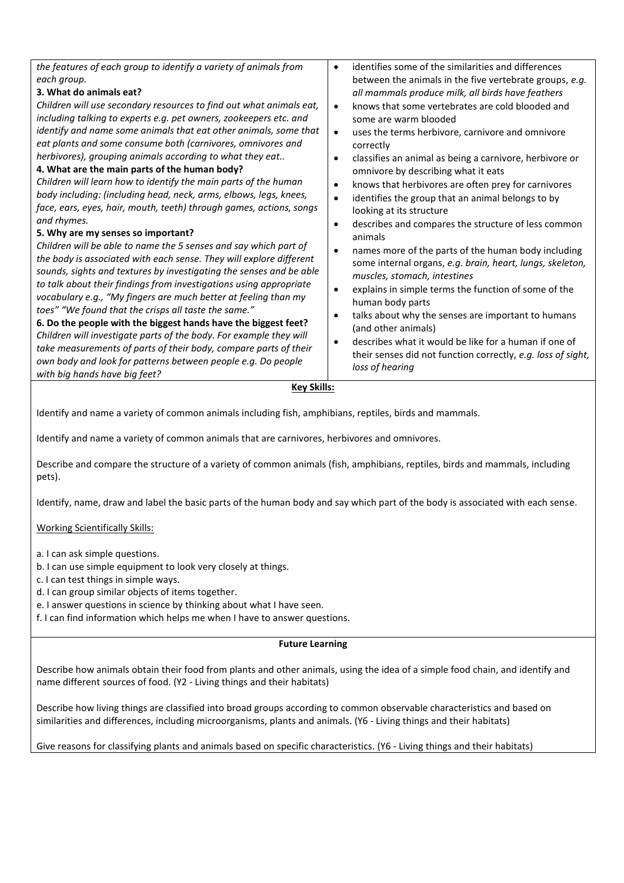| | |
|---|---|
| *the features of each group to identify a variety of animals from each group.*<br>**3. What do animals eat?**<br>*Children will use secondary resources to find out what animals eat, including talking to experts e.g. pet owners, zookeepers etc. and identify and name some animals that eat other animals, some that eat plants and some consume both (carnivores, omnivores and herbivores), grouping animals according to what they eat..*<br>**4. What are the main parts of the human body?**<br>*Children will learn how to identify the main parts of the human body including: (including head, neck, arms, elbows, legs, knees, face, ears, eyes, hair, mouth, teeth) through games, actions, songs and rhymes.*<br>**5. Why are my senses so important?**<br>*Children will be able to name the 5 senses and say which part of the body is associated with each sense. They will explore different sounds, sights and textures by investigating the senses and be able to talk about their findings from investigations using appropriate vocabulary e.g., "My fingers are much better at feeling than my toes" "We found that the crisps all taste the same."*<br>**6. Do the people with the biggest hands have the biggest feet?**<br>*Children will investigate parts of the body. For example they will take measurements of parts of their body, compare parts of their own body and look for patterns between people e.g. Do people with big hands have big feet?* | • identifies some of the similarities and differences between the animals in the five vertebrate groups, *e.g. all mammals produce milk, all birds have feathers*<br>• knows that some vertebrates are cold blooded and some are warm blooded<br>• uses the terms herbivore, carnivore and omnivore correctly<br>• classifies an animal as being a carnivore, herbivore or omnivore by describing what it eats<br>• knows that herbivores are often prey for carnivores<br>• identifies the group that an animal belongs to by looking at its structure<br>• describes and compares the structure of less common animals<br>• names more of the parts of the human body including some internal organs, *e.g. brain, heart, lungs, skeleton, muscles, stomach, intestines*<br>• explains in simple terms the function of some of the human body parts<br>• talks about why the senses are important to humans (and other animals)<br>• describes what it would be like for a human if one of their senses did not function correctly, *e.g. loss of sight, loss of hearing* |

**Key Skills:**

Identify and name a variety of common animals including fish, amphibians, reptiles, birds and mammals.

Identify and name a variety of common animals that are carnivores, herbivores and omnivores.

Describe and compare the structure of a variety of common animals (fish, amphibians, reptiles, birds and mammals, including pets).

Identify, name, draw and label the basic parts of the human body and say which part of the body is associated with each sense.

Working Scientifically Skills:

a. I can ask simple questions.
b. I can use simple equipment to look very closely at things.
c. I can test things in simple ways.
d. I can group similar objects of items together.
e. I answer questions in science by thinking about what I have seen.
f. I can find information which helps me when I have to answer questions.

**Future Learning**

Describe how animals obtain their food from plants and other animals, using the idea of a simple food chain, and identify and name different sources of food. (Y2 - Living things and their habitats)

Describe how living things are classified into broad groups according to common observable characteristics and based on similarities and differences, including microorganisms, plants and animals. (Y6 - Living things and their habitats)

Give reasons for classifying plants and animals based on specific characteristics. (Y6 - Living things and their habitats)